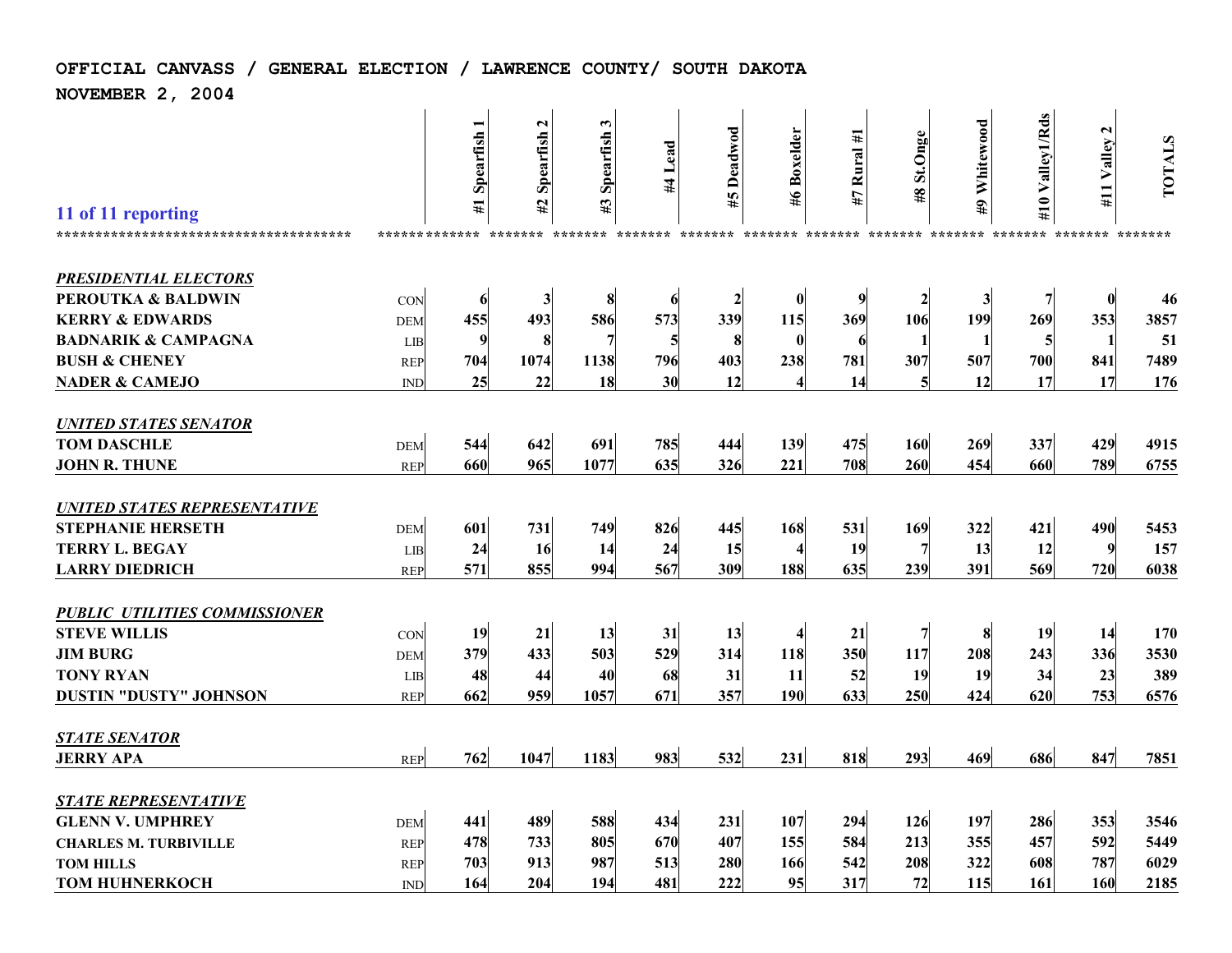# OFFICIAL CANVASS / GENERAL ELECTION / LAWRENCE COUNTY/ SOUTH DAKOTA

**NOVEMBER 2, 2004**

**11 of 11 reporting**

| | | #1 Spearfish 1 | #2 Spearfish 2 | #3 Spearfish 3 | #4 Lead | #5 Deadwod | #6 Boxelder | #7 Rural #1 | #8 St.Onge | #9 Whitewood | #10 Valley1/Rds | #11 Valley 2 | TOTALS |
|---|---|---|---|---|---|---|---|---|---|---|---|---|---|
| ***PRESIDENTIAL ELECTORS*** | | | | | | | | | | | | | |
| **PEROUTKA & BALDWIN** | CON | 6 | 3 | 8 | 6 | 2 | 0 | 9 | 2 | 3 | 7 | 0 | 46 |
| **KERRY & EDWARDS** | DEM | 455 | 493 | 586 | 573 | 339 | 115 | 369 | 106 | 199 | 269 | 353 | 3857 |
| **BADNARIK & CAMPAGNA** | LIB | 9 | 8 | 7 | 5 | 8 | 0 | 6 | 1 | 1 | 5 | 1 | 51 |
| **BUSH & CHENEY** | REP | 704 | 1074 | 1138 | 796 | 403 | 238 | 781 | 307 | 507 | 700 | 841 | 7489 |
| **NADER & CAMEJO** | IND | 25 | 22 | 18 | 30 | 12 | 4 | 14 | 5 | 12 | 17 | 17 | 176 |
| ***UNITED STATES SENATOR*** | | | | | | | | | | | | | |
| **TOM DASCHLE** | DEM | 544 | 642 | 691 | 785 | 444 | 139 | 475 | 160 | 269 | 337 | 429 | 4915 |
| **JOHN R. THUNE** | REP | 660 | 965 | 1077 | 635 | 326 | 221 | 708 | 260 | 454 | 660 | 789 | 6755 |
| ***UNITED STATES REPRESENTATIVE*** | | | | | | | | | | | | | |
| **STEPHANIE HERSETH** | DEM | 601 | 731 | 749 | 826 | 445 | 168 | 531 | 169 | 322 | 421 | 490 | 5453 |
| **TERRY L. BEGAY** | LIB | 24 | 16 | 14 | 24 | 15 | 4 | 19 | 7 | 13 | 12 | 9 | 157 |
| **LARRY DIEDRICH** | REP | 571 | 855 | 994 | 567 | 309 | 188 | 635 | 239 | 391 | 569 | 720 | 6038 |
| ***PUBLIC UTILITIES COMMISSIONER*** | | | | | | | | | | | | | |
| **STEVE WILLIS** | CON | 19 | 21 | 13 | 31 | 13 | 4 | 21 | 7 | 8 | 19 | 14 | 170 |
| **JIM BURG** | DEM | 379 | 433 | 503 | 529 | 314 | 118 | 350 | 117 | 208 | 243 | 336 | 3530 |
| **TONY RYAN** | LIB | 48 | 44 | 40 | 68 | 31 | 11 | 52 | 19 | 19 | 34 | 23 | 389 |
| **DUSTIN "DUSTY" JOHNSON** | REP | 662 | 959 | 1057 | 671 | 357 | 190 | 633 | 250 | 424 | 620 | 753 | 6576 |
| ***STATE SENATOR*** | | | | | | | | | | | | | |
| **JERRY APA** | REP | 762 | 1047 | 1183 | 983 | 532 | 231 | 818 | 293 | 469 | 686 | 847 | 7851 |
| ***STATE REPRESENTATIVE*** | | | | | | | | | | | | | |
| **GLENN V. UMPHREY** | DEM | 441 | 489 | 588 | 434 | 231 | 107 | 294 | 126 | 197 | 286 | 353 | 3546 |
| **CHARLES M. TURBIVILLE** | REP | 478 | 733 | 805 | 670 | 407 | 155 | 584 | 213 | 355 | 457 | 592 | 5449 |
| **TOM HILLS** | REP | 703 | 913 | 987 | 513 | 280 | 166 | 542 | 208 | 322 | 608 | 787 | 6029 |
| **TOM HUHNERKOCH** | IND | 164 | 204 | 194 | 481 | 222 | 95 | 317 | 72 | 115 | 161 | 160 | 2185 |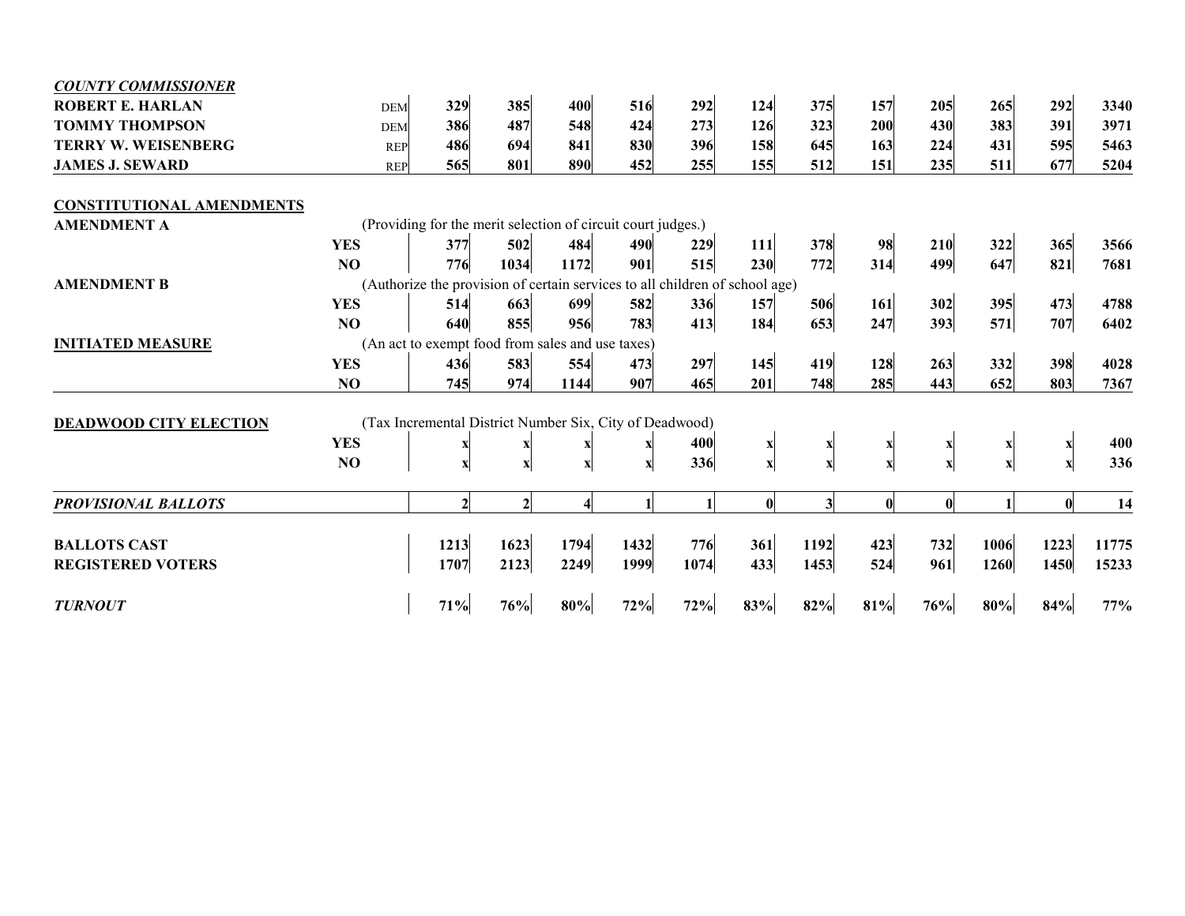| | | | | | | | | | | | | | |
|---|---|---|---|---|---|---|---|---|---|---|---|---|---|
| ***COUNTY COMMISSIONER*** | | | | | | | | | | | | | |
| **ROBERT E. HARLAN** | DEM | **329** | **385** | **400** | **516** | **292** | **124** | **375** | **157** | **205** | **265** | **292** | **3340** |
| **TOMMY THOMPSON** | DEM | **386** | **487** | **548** | **424** | **273** | **126** | **323** | **200** | **430** | **383** | **391** | **3971** |
| **TERRY W. WEISENBERG** | REP | **486** | **694** | **841** | **830** | **396** | **158** | **645** | **163** | **224** | **431** | **595** | **5463** |
| **JAMES J. SEWARD** | REP | **565** | **801** | **890** | **452** | **255** | **155** | **512** | **151** | **235** | **511** | **677** | **5204** |
| **CONSTITUTIONAL AMENDMENTS** | | | | | | | | | | | | | |
| **AMENDMENT A** | | (Providing for the merit selection of circuit court judges.) | | | | | | | | | | | |
| | **YES** | **377** | **502** | **484** | **490** | **229** | **111** | **378** | **98** | **210** | **322** | **365** | **3566** |
| | **NO** | **776** | **1034** | **1172** | **901** | **515** | **230** | **772** | **314** | **499** | **647** | **821** | **7681** |
| **AMENDMENT B** | | (Authorize the provision of certain services to all children of school age) | | | | | | | | | | | |
| | **YES** | **514** | **663** | **699** | **582** | **336** | **157** | **506** | **161** | **302** | **395** | **473** | **4788** |
| | **NO** | **640** | **855** | **956** | **783** | **413** | **184** | **653** | **247** | **393** | **571** | **707** | **6402** |
| **INITIATED MEASURE** | | (An act to exempt food from sales and use taxes) | | | | | | | | | | | |
| | **YES** | **436** | **583** | **554** | **473** | **297** | **145** | **419** | **128** | **263** | **332** | **398** | **4028** |
| | **NO** | **745** | **974** | **1144** | **907** | **465** | **201** | **748** | **285** | **443** | **652** | **803** | **7367** |
| **DEADWOOD CITY ELECTION** | | (Tax Incremental District Number Six, City of Deadwood) | | | | | | | | | | | |
| | **YES** | **x** | **x** | **x** | **x** | **400** | **x** | **x** | **x** | **x** | **x** | **x** | **400** |
| | **NO** | **x** | **x** | **x** | **x** | **336** | **x** | **x** | **x** | **x** | **x** | **x** | **336** |
| ***PROVISIONAL BALLOTS*** | | **2** | **2** | **4** | **1** | **1** | **0** | **3** | **0** | **0** | **1** | **0** | **14** |
| **BALLOTS CAST** | | **1213** | **1623** | **1794** | **1432** | **776** | **361** | **1192** | **423** | **732** | **1006** | **1223** | **11775** |
| **REGISTERED VOTERS** | | **1707** | **2123** | **2249** | **1999** | **1074** | **433** | **1453** | **524** | **961** | **1260** | **1450** | **15233** |
| ***TURNOUT*** | | **71%** | **76%** | **80%** | **72%** | **72%** | **83%** | **82%** | **81%** | **76%** | **80%** | **84%** | **77%** |